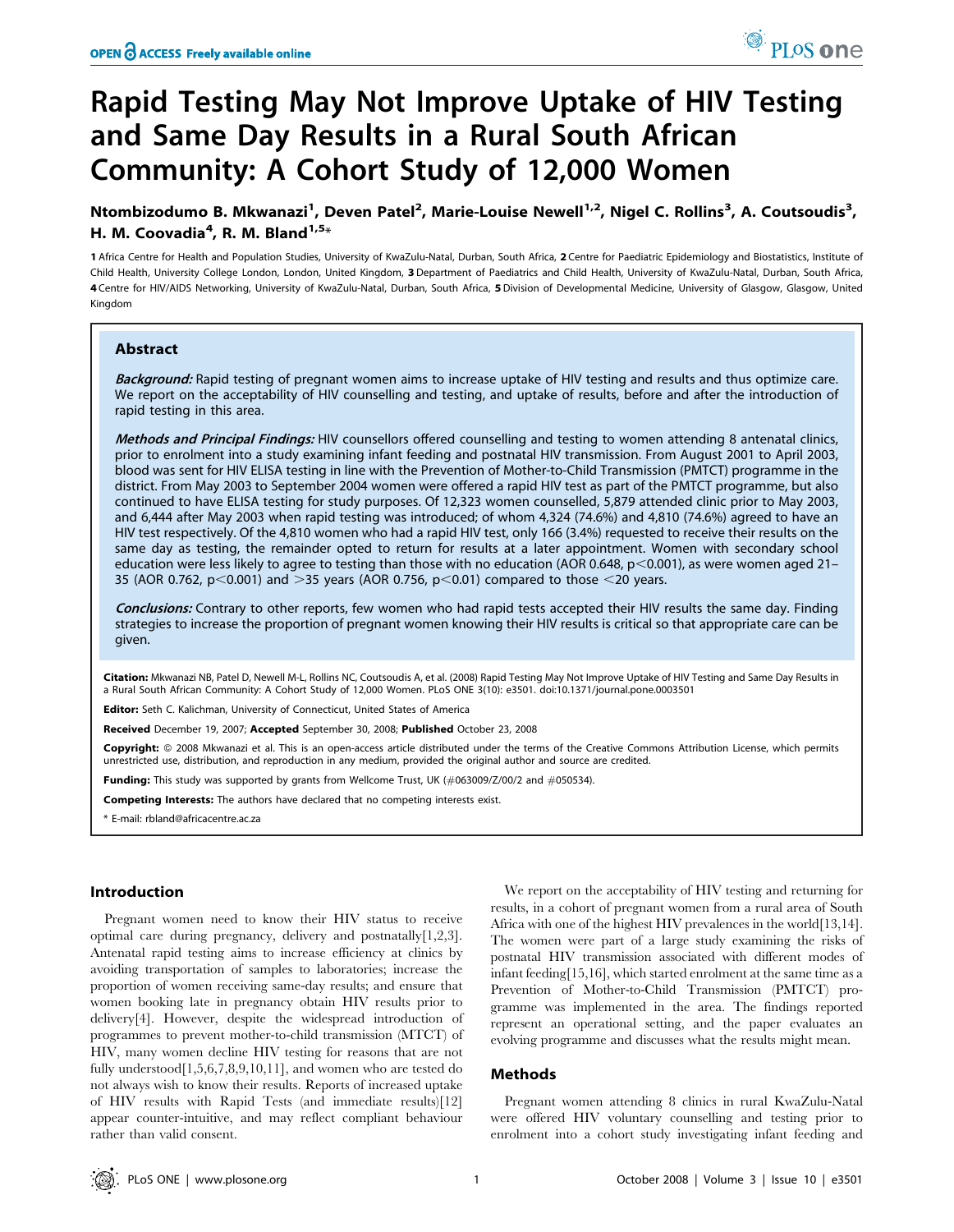# Rapid Testing May Not Improve Uptake of HIV Testing and Same Day Results in a Rural South African Community: A Cohort Study of 12,000 Women

**Ntombizodumo B. Mkwanazi[1], Deven Patel[2], Marie-Louise Newell[1,2], Nigel C. Rollins[3], A. Coutsoudis[3], H. M. Coovadia[4], R. M. Bland[1,5]***

1 Africa Centre for Health and Population Studies, University of KwaZulu-Natal, Durban, South Africa, 2 Centre for Paediatric Epidemiology and Biostatistics, Institute of Child Health, University College London, London, United Kingdom, 3 Department of Paediatrics and Child Health, University of KwaZulu-Natal, Durban, South Africa, 4 Centre for HIV/AIDS Networking, University of KwaZulu-Natal, Durban, South Africa, 5 Division of Developmental Medicine, University of Glasgow, Glasgow, United Kingdom

## Abstract

***Background:*** Rapid testing of pregnant women aims to increase uptake of HIV testing and results and thus optimize care. We report on the acceptability of HIV counselling and testing, and uptake of results, before and after the introduction of rapid testing in this area.

***Methods and Principal Findings:*** HIV counsellors offered counselling and testing to women attending 8 antenatal clinics, prior to enrolment into a study examining infant feeding and postnatal HIV transmission. From August 2001 to April 2003, blood was sent for HIV ELISA testing in line with the Prevention of Mother-to-Child Transmission (PMTCT) programme in the district. From May 2003 to September 2004 women were offered a rapid HIV test as part of the PMTCT programme, but also continued to have ELISA testing for study purposes. Of 12,323 women counselled, 5,879 attended clinic prior to May 2003, and 6,444 after May 2003 when rapid testing was introduced; of whom 4,324 (74.6%) and 4,810 (74.6%) agreed to have an HIV test respectively. Of the 4,810 women who had a rapid HIV test, only 166 (3.4%) requested to receive their results on the same day as testing, the remainder opted to return for results at a later appointment. Women with secondary school education were less likely to agree to testing than those with no education (AOR 0.648, $p<0.001$), as were women aged 21–35 (AOR 0.762, $p<0.001$) and >35 years (AOR 0.756, $p<0.01$) compared to those <20 years.

***Conclusions:*** Contrary to other reports, few women who had rapid tests accepted their HIV results the same day. Finding strategies to increase the proportion of pregnant women knowing their HIV results is critical so that appropriate care can be given.

**Citation:** Mkwanazi NB, Patel D, Newell M-L, Rollins NC, Coutsoudis A, et al. (2008) Rapid Testing May Not Improve Uptake of HIV Testing and Same Day Results in a Rural South African Community: A Cohort Study of 12,000 Women. PLoS ONE 3(10): e3501. doi:10.1371/journal.pone.0003501

**Editor:** Seth C. Kalichman, University of Connecticut, United States of America

**Received** December 19, 2007; **Accepted** September 30, 2008; **Published** October 23, 2008

**Copyright:** © 2008 Mkwanazi et al. This is an open-access article distributed under the terms of the Creative Commons Attribution License, which permits unrestricted use, distribution, and reproduction in any medium, provided the original author and source are credited.

**Funding:** This study was supported by grants from Wellcome Trust, UK (#063009/Z/00/2 and #050534).

**Competing Interests:** The authors have declared that no competing interests exist.

\* E-mail: rbland@africacentre.ac.za

## Introduction

Pregnant women need to know their HIV status to receive optimal care during pregnancy, delivery and postnatally[1,2,3]. Antenatal rapid testing aims to increase efficiency at clinics by avoiding transportation of samples to laboratories; increase the proportion of women receiving same-day results; and ensure that women booking late in pregnancy obtain HIV results prior to delivery[4]. However, despite the widespread introduction of programmes to prevent mother-to-child transmission (MTCT) of HIV, many women decline HIV testing for reasons that are not fully understood[1,5,6,7,8,9,10,11], and women who are tested do not always wish to know their results. Reports of increased uptake of HIV results with Rapid Tests (and immediate results)[12] appear counter-intuitive, and may reflect compliant behaviour rather than valid consent.

We report on the acceptability of HIV testing and returning for results, in a cohort of pregnant women from a rural area of South Africa with one of the highest HIV prevalences in the world[13,14]. The women were part of a large study examining the risks of postnatal HIV transmission associated with different modes of infant feeding[15,16], which started enrolment at the same time as a Prevention of Mother-to-Child Transmission (PMTCT) programme was implemented in the area. The findings reported represent an operational setting, and the paper evaluates an evolving programme and discusses what the results might mean.

## Methods

Pregnant women attending 8 clinics in rural KwaZulu-Natal were offered HIV voluntary counselling and testing prior to enrolment into a cohort study investigating infant feeding and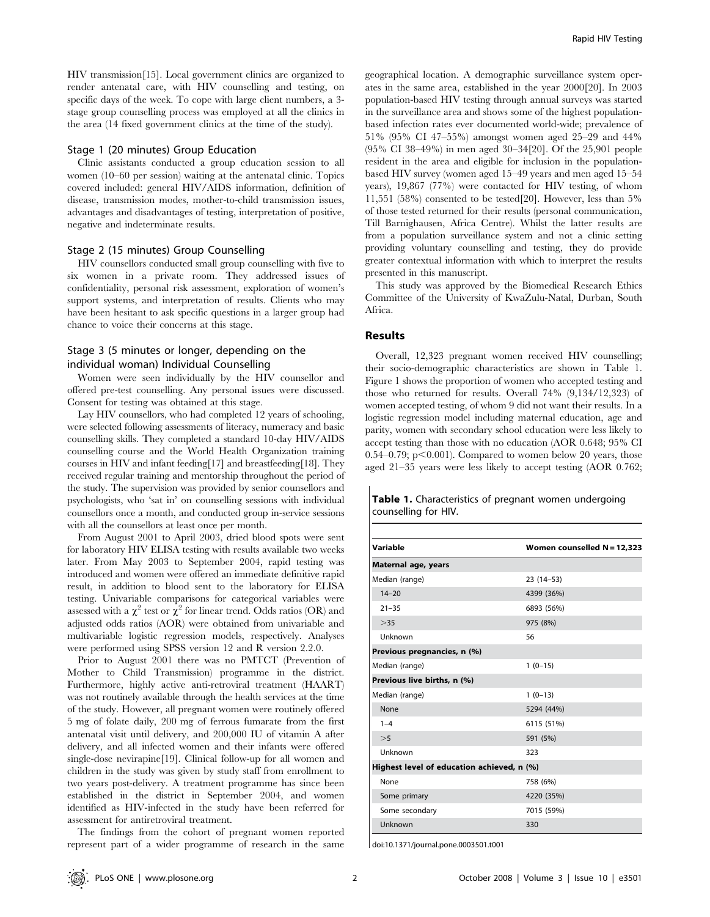HIV transmission[15]. Local government clinics are organized to render antenatal care, with HIV counselling and testing, on specific days of the week. To cope with large client numbers, a 3-stage group counselling process was employed at all the clinics in the area (14 fixed government clinics at the time of the study).

### Stage 1 (20 minutes) Group Education

Clinic assistants conducted a group education session to all women (10–60 per session) waiting at the antenatal clinic. Topics covered included: general HIV/AIDS information, definition of disease, transmission modes, mother-to-child transmission issues, advantages and disadvantages of testing, interpretation of positive, negative and indeterminate results.

### Stage 2 (15 minutes) Group Counselling

HIV counsellors conducted small group counselling with five to six women in a private room. They addressed issues of confidentiality, personal risk assessment, exploration of women's support systems, and interpretation of results. Clients who may have been hesitant to ask specific questions in a larger group had chance to voice their concerns at this stage.

### Stage 3 (5 minutes or longer, depending on the individual woman) Individual Counselling

Women were seen individually by the HIV counsellor and offered pre-test counselling. Any personal issues were discussed. Consent for testing was obtained at this stage.

Lay HIV counsellors, who had completed 12 years of schooling, were selected following assessments of literacy, numeracy and basic counselling skills. They completed a standard 10-day HIV/AIDS counselling course and the World Health Organization training courses in HIV and infant feeding[17] and breastfeeding[18]. They received regular training and mentorship throughout the period of the study. The supervision was provided by senior counsellors and psychologists, who 'sat in' on counselling sessions with individual counsellors once a month, and conducted group in-service sessions with all the counsellors at least once per month.

From August 2001 to April 2003, dried blood spots were sent for laboratory HIV ELISA testing with results available two weeks later. From May 2003 to September 2004, rapid testing was introduced and women were offered an immediate definitive rapid result, in addition to blood sent to the laboratory for ELISA testing. Univariable comparisons for categorical variables were assessed with a $\chi^2$ test or $\chi^2$ for linear trend. Odds ratios (OR) and adjusted odds ratios (AOR) were obtained from univariable and multivariable logistic regression models, respectively. Analyses were performed using SPSS version 12 and R version 2.2.0.

Prior to August 2001 there was no PMTCT (Prevention of Mother to Child Transmission) programme in the district. Furthermore, highly active anti-retroviral treatment (HAART) was not routinely available through the health services at the time of the study. However, all pregnant women were routinely offered 5 mg of folate daily, 200 mg of ferrous fumarate from the first antenatal visit until delivery, and 200,000 IU of vitamin A after delivery, and all infected women and their infants were offered single-dose nevirapine[19]. Clinical follow-up for all women and children in the study was given by study staff from enrollment to two years post-delivery. A treatment programme has since been established in the district in September 2004, and women identified as HIV-infected in the study have been referred for assessment for antiretroviral treatment.

The findings from the cohort of pregnant women reported represent part of a wider programme of research in the same geographical location. A demographic surveillance system operates in the same area, established in the year 2000[20]. In 2003 population-based HIV testing through annual surveys was started in the surveillance area and shows some of the highest population-based infection rates ever documented world-wide; prevalence of 51% (95% CI 47–55%) amongst women aged 25–29 and 44% (95% CI 38–49%) in men aged 30–34[20]. Of the 25,901 people resident in the area and eligible for inclusion in the population-based HIV survey (women aged 15–49 years and men aged 15–54 years), 19,867 (77%) were contacted for HIV testing, of whom 11,551 (58%) consented to be tested[20]. However, less than 5% of those tested returned for their results (personal communication, Till Barnighausen, Africa Centre). Whilst the latter results are from a population surveillance system and not a clinic setting providing voluntary counselling and testing, they do provide greater contextual information with which to interpret the results presented in this manuscript.

This study was approved by the Biomedical Research Ethics Committee of the University of KwaZulu-Natal, Durban, South Africa.

## Results

Overall, 12,323 pregnant women received HIV counselling; their socio-demographic characteristics are shown in Table 1. Figure 1 shows the proportion of women who accepted testing and those who returned for results. Overall 74% (9,134/12,323) of women accepted testing, of whom 9 did not want their results. In a logistic regression model including maternal education, age and parity, women with secondary school education were less likely to accept testing than those with no education (AOR 0.648; 95% CI 0.54–0.79; $p<0.001$). Compared to women below 20 years, those aged 21–35 years were less likely to accept testing (AOR 0.762;

**Table 1.** Characteristics of pregnant women undergoing counselling for HIV.

| Variable | Women counselled N = 12,323 |
|---|---|
| **Maternal age, years** | |
| Median (range) | 23 (14–53) |
| 14–20 | 4399 (36%) |
| 21–35 | 6893 (56%) |
| >35 | 975 (8%) |
| Unknown | 56 |
| **Previous pregnancies, n (%)** | |
| Median (range) | 1 (0–15) |
| **Previous live births, n (%)** | |
| Median (range) | 1 (0–13) |
| None | 5294 (44%) |
| 1–4 | 6115 (51%) |
| >5 | 591 (5%) |
| Unknown | 323 |
| **Highest level of education achieved, n (%)** | |
| None | 758 (6%) |
| Some primary | 4220 (35%) |
| Some secondary | 7015 (59%) |
| Unknown | 330 |

doi:10.1371/journal.pone.0003501.t001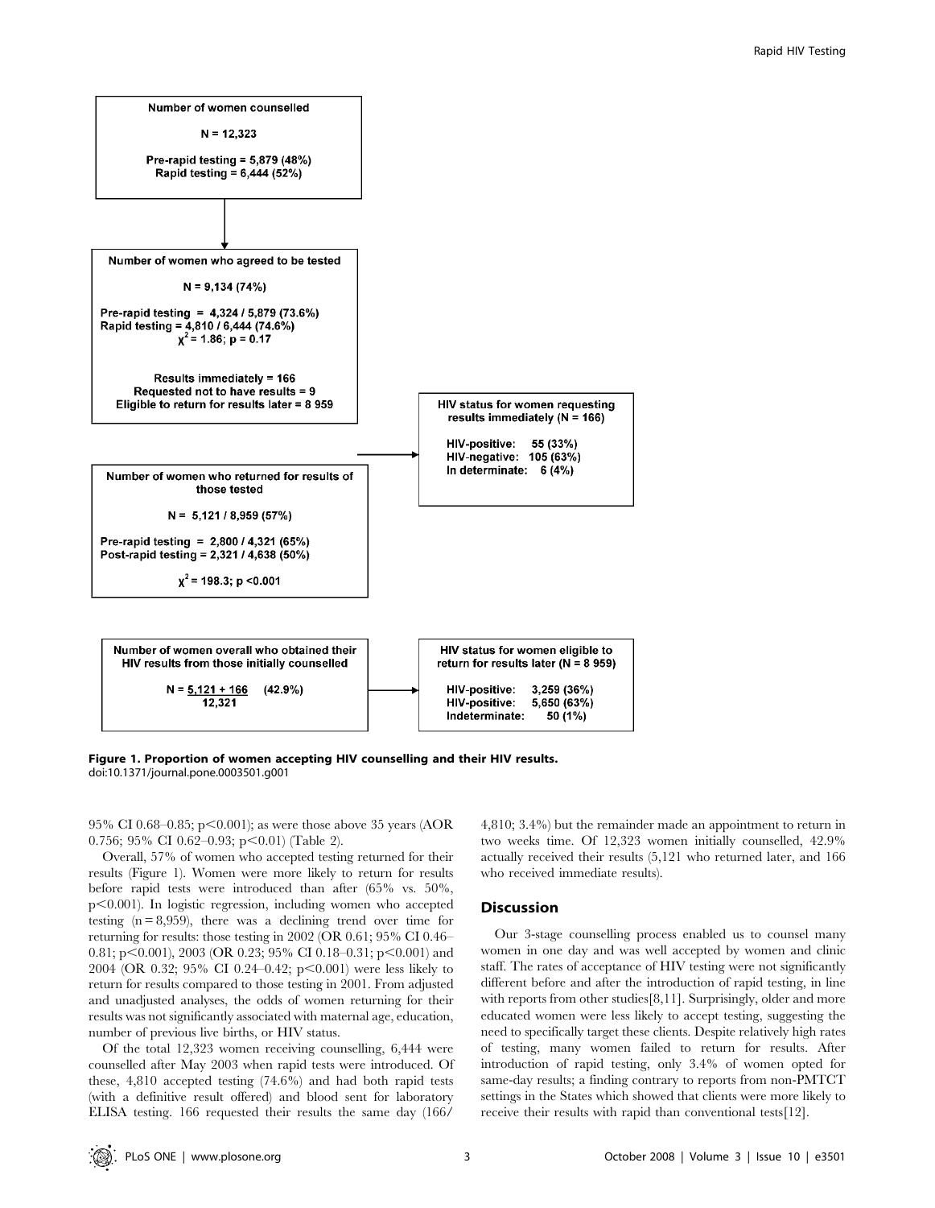**Number of women counselled**

N = 12,323

Pre-rapid testing = 5,879 (48%)
Rapid testing = 6,444 (52%)

↓

**Number of women who agreed to be tested**

N = 9,134 (74%)

Pre-rapid testing = 4,324 / 5,879 (73.6%)
Rapid testing = 4,810 / 6,444 (74.6%)
$\chi^2 = 1.86$; p = 0.17

Results immediately = 166
Requested not to have results = 9
Eligible to return for results later = 8 959

→ **HIV status for women requesting results immediately (N = 166)**

HIV-positive: 55 (33%)
HIV-negative: 105 (63%)
In determinate: 6 (4%)

**Number of women who returned for results of those tested**

N = 5,121 / 8,959 (57%)

Pre-rapid testing = 2,800 / 4,321 (65%)
Post-rapid testing = 2,321 / 4,638 (50%)

$\chi^2 = 198.3$; p <0.001

**Number of women overall who obtained their HIV results from those initially counselled**

N = 5,121 + 166 / 12,321 (42.9%)

→ **HIV status for women eligible to return for results later (N = 8 959)**

HIV-positive: 3,259 (36%)
HIV-positive: 5,650 (63%)
Indeterminate: 50 (1%)

**Figure 1. Proportion of women accepting HIV counselling and their HIV results.**
doi:10.1371/journal.pone.0003501.g001

95% CI 0.68–0.85; p<0.001); as were those above 35 years (AOR 0.756; 95% CI 0.62–0.93; p<0.01) (Table 2).

Overall, 57% of women who accepted testing returned for their results (Figure 1). Women were more likely to return for results before rapid tests were introduced than after (65% vs. 50%, p<0.001). In logistic regression, including women who accepted testing (n = 8,959), there was a declining trend over time for returning for results: those testing in 2002 (OR 0.61; 95% CI 0.46–0.81; p<0.001), 2003 (OR 0.23; 95% CI 0.18–0.31; p<0.001) and 2004 (OR 0.32; 95% CI 0.24–0.42; p<0.001) were less likely to return for results compared to those testing in 2001. From adjusted and unadjusted analyses, the odds of women returning for their results was not significantly associated with maternal age, education, number of previous live births, or HIV status.

Of the total 12,323 women receiving counselling, 6,444 were counselled after May 2003 when rapid tests were introduced. Of these, 4,810 accepted testing (74.6%) and had both rapid tests (with a definitive result offered) and blood sent for laboratory ELISA testing. 166 requested their results the same day (166/4,810; 3.4%) but the remainder made an appointment to return in two weeks time. Of 12,323 women initially counselled, 42.9% actually received their results (5,121 who returned later, and 166 who received immediate results).

## Discussion

Our 3-stage counselling process enabled us to counsel many women in one day and was well accepted by women and clinic staff. The rates of acceptance of HIV testing were not significantly different before and after the introduction of rapid testing, in line with reports from other studies[8,11]. Surprisingly, older and more educated women were less likely to accept testing, suggesting the need to specifically target these clients. Despite relatively high rates of testing, many women failed to return for results. After introduction of rapid testing, only 3.4% of women opted for same-day results; a finding contrary to reports from non-PMTCT settings in the States which showed that clients were more likely to receive their results with rapid than conventional tests[12].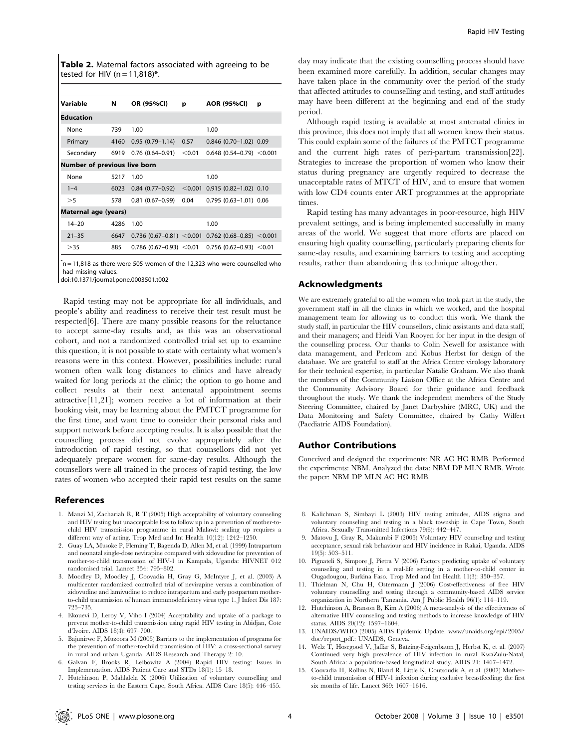**Table 2.** Maternal factors associated with agreeing to be tested for HIV (n = 11,818)*.

| Variable | N | OR (95%CI) | p | AOR (95%CI) | p |
|---|---|---|---|---|---|
| **Education** | | | | | |
| None | 739 | 1.00 | | 1.00 | |
| Primary | 4160 | 0.95 (0.79–1.14) | 0.57 | 0.846 (0.70–1.02) | 0.09 |
| Secondary | 6919 | 0.76 (0.64–0.91) | <0.01 | 0.648 (0.54–0.79) | <0.001 |
| **Number of previous live born** | | | | | |
| None | 5217 | 1.00 | | 1.00 | |
| 1–4 | 6023 | 0.84 (0.77–0.92) | <0.001 | 0.915 (0.82–1.02) | 0.10 |
| >5 | 578 | 0.81 (0.67–0.99) | 0.04 | 0.795 (0.63–1.01) | 0.06 |
| **Maternal age (years)** | | | | | |
| 14–20 | 4286 | 1.00 | | 1.00 | |
| 21–35 | 6647 | 0.736 (0.67–0.81) | <0.001 | 0.762 (0.68–0.85) | <0.001 |
| >35 | 885 | 0.786 (0.67–0.93) | <0.01 | 0.756 (0.62–0.93) | <0.01 |

*n = 11,818 as there were 505 women of the 12,323 who were counselled who had missing values.
doi:10.1371/journal.pone.0003501.t002

Rapid testing may not be appropriate for all individuals, and people's ability and readiness to receive their test result must be respected[6]. There are many possible reasons for the reluctance to accept same-day results and, as this was an observational cohort, and not a randomized controlled trial set up to examine this question, it is not possible to state with certainty what women's reasons were in this context. However, possibilities include: rural women often walk long distances to clinics and have already waited for long periods at the clinic; the option to go home and collect results at their next antenatal appointment seems attractive[11,21]; women receive a lot of information at their booking visit, may be learning about the PMTCT programme for the first time, and want time to consider their personal risks and support network before accepting results. It is also possible that the counselling process did not evolve appropriately after the introduction of rapid testing, so that counsellors did not yet adequately prepare women for same-day results. Although the counsellors were all trained in the process of rapid testing, the low rates of women who accepted their rapid test results on the same day may indicate that the existing counselling process should have been examined more carefully. In addition, secular changes may have taken place in the community over the period of the study that affected attitudes to counselling and testing, and staff attitudes may have been different at the beginning and end of the study period.

Although rapid testing is available at most antenatal clinics in this province, this does not imply that all women know their status. This could explain some of the failures of the PMTCT programme and the current high rates of peri-partum transmission[22]. Strategies to increase the proportion of women who know their status during pregnancy are urgently required to decrease the unacceptable rates of MTCT of HIV, and to ensure that women with low CD4 counts enter ART programmes at the appropriate times.

Rapid testing has many advantages in poor-resource, high HIV prevalent settings, and is being implemented successfully in many areas of the world. We suggest that more efforts are placed on ensuring high quality counselling, particularly preparing clients for same-day results, and examining barriers to testing and accepting results, rather than abandoning this technique altogether.

## Acknowledgments

We are extremely grateful to all the women who took part in the study, the government staff in all the clinics in which we worked, and the hospital management team for allowing us to conduct this work. We thank the study staff, in particular the HIV counsellors, clinic assistants and data staff, and their managers; and Heidi Van Rooyen for her input in the design of the counselling process. Our thanks to Colin Newell for assistance with data management, and Perlcom and Kobus Herbst for design of the database. We are grateful to staff at the Africa Centre virology laboratory for their technical expertise, in particular Natalie Graham. We also thank the members of the Community Liaison Office at the Africa Centre and the Community Advisory Board for their guidance and feedback throughout the study. We thank the independent members of the Study Steering Committee, chaired by Janet Darbyshire (MRC, UK) and the Data Monitoring and Safety Committee, chaired by Cathy Wilfert (Paediatric AIDS Foundation).

## Author Contributions

Conceived and designed the experiments: NR AC HC RMB. Performed the experiments: NBM. Analyzed the data: NBM DP MLN RMB. Wrote the paper: NBM DP MLN AC HC RMB.

## References

1. Manzi M, Zachariah R, R T (2005) High acceptability of voluntary counseling and HIV testing but unacceptable loss to follow up in a prevention of mother-to-child HIV transmission programme in rural Malawi: scaling up requires a different way of acting. Trop Med and Int Health 10(12): 1242–1250.
2. Guay LA, Musoke P, Fleming T, Bagenda D, Allen M, et al. (1999) Intrapartum and neonatal single-dose nevirapine compared with zidovudine for prevention of mother-to-child transmission of HIV-1 in Kampala, Uganda: HIVNET 012 randomised trial. Lancet 354: 795–802.
3. Moodley D, Moodley J, Coovadia H, Gray G, McIntyre J, et al. (2003) A multicenter randomized controlled trial of nevirapine versus a combination of zidovudine and lamivudine to reduce intrapartum and early postpartum mother-to-child transmission of human immunodeficiency virus type 1. J Infect Dis 187: 725–735.
4. Ekouevi D, Leroy V, Viho I (2004) Acceptability and uptake of a package to prevent mother-to-child transmission using rapid HIV testing in Abidjan, Cote d'Ivoire. AIDS 18(4): 697–700.
5. Bajunirwe F, Muzoora M (2005) Barriers to the implementation of programs for the prevention of mother-to-child transmission of HIV: a cross-sectional survey in rural and urban Uganda. AIDS Research and Therapy 2: 10.
6. Galvan F, Brooks R, Leibowitz A (2004) Rapid HIV testing: Issues in Implementation. AIDS Patient Care and STDs 18(1): 15–18.
7. Hutchinson P, Mahlalela X (2006) Utilization of voluntary counselling and testing services in the Eastern Cape, South Africa. AIDS Care 18(5): 446–455.
8. Kalichman S, Simbayi L (2003) HIV testing attitudes, AIDS stigma and voluntary counseling and testing in a black township in Cape Town, South Africa. Sexually Transmitted Infections 79(6): 442–447.
9. Matovu J, Gray R, Makumbi F (2005) Voluntary HIV counseling and testing acceptance, sexual risk behaviour and HIV incidence in Rakai, Uganda. AIDS 19(5): 503–511.
10. Pignateli S, Simpore J, Pietra V (2006) Factors predicting uptake of voluntary counseling and testing in a real-life setting in a mother-to-child center in Ougadougou, Burkina Faso. Trop Med and Int Health 11(3): 350–357.
11. Thielman N, Chu H, Ostermann J (2006) Cost-effectiveness of free HIV voluntary counselling and testing through a community-based AIDS service organization in Northern Tanzania. Am J Public Health 96(1): 114–119.
12. Hutchinson A, Branson B, Kim A (2006) A meta-analysis of the effectiveness of alternative HIV counseling and testing methods to increase knowledge of HIV status. AIDS 20(12): 1597–1604.
13. UNAIDS/WHO (2005) AIDS Epidemic Update. www/unaids.org/epi/2005/doc/report_pdf.: UNAIDS, Geneva.
14. Welz T, Hosegood V, Jaffar S, Batzing-Feigenbaum J, Herbst K, et al. (2007) Continued very high prevalence of HIV infection in rural KwaZulu-Natal, South Africa: a population-based longitudinal study. AIDS 21: 1467–1472.
15. Coovadia H, Rollins N, Bland R, Little K, Coutsoudis A, et al. (2007) Mother-to-child transmission of HIV-1 infection during exclusive breastfeeding: the first six months of life. Lancet 369: 1607–1616.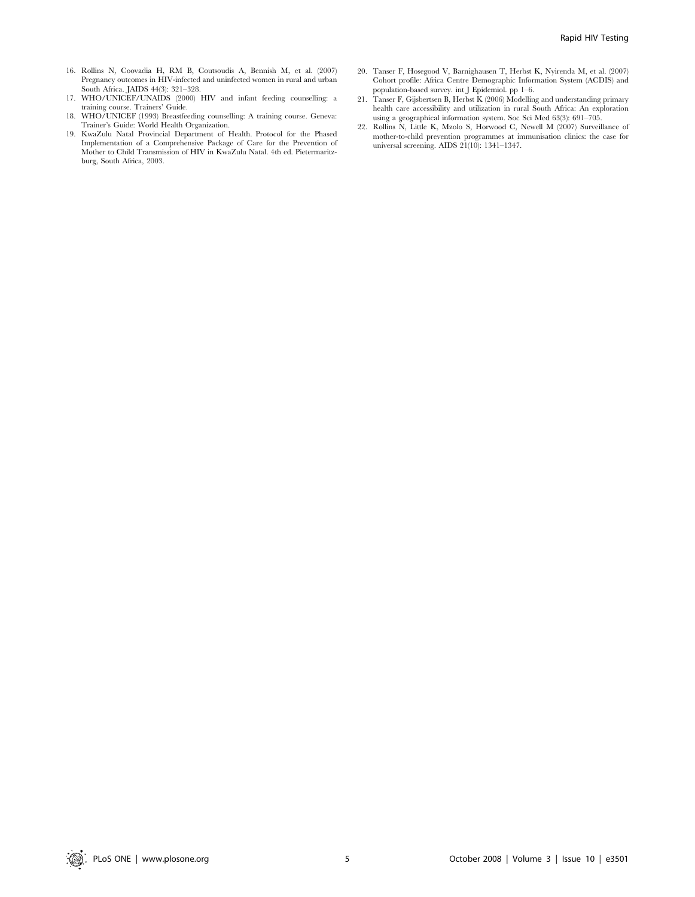16. Rollins N, Coovadia H, RM B, Coutsoudis A, Bennish M, et al. (2007) Pregnancy outcomes in HIV-infected and uninfected women in rural and urban South Africa. JAIDS 44(3): 321–328.
17. WHO/UNICEF/UNAIDS (2000) HIV and infant feeding counselling: a training course. Trainers' Guide.
18. WHO/UNICEF (1993) Breastfeeding counselling: A training course. Geneva: Trainer's Guide: World Health Organization.
19. KwaZulu Natal Provincial Department of Health. Protocol for the Phased Implementation of a Comprehensive Package of Care for the Prevention of Mother to Child Transmission of HIV in KwaZulu Natal. 4th ed. Pietermaritzburg, South Africa, 2003.
20. Tanser F, Hosegood V, Barnighausen T, Herbst K, Nyirenda M, et al. (2007) Cohort profile: Africa Centre Demographic Information System (ACDIS) and population-based survey. int J Epidemiol. pp 1–6.
21. Tanser F, Gijsbertsen B, Herbst K (2006) Modelling and understanding primary health care accessibility and utilization in rural South Africa: An exploration using a geographical information system. Soc Sci Med 63(3): 691–705.
22. Rollins N, Little K, Mzolo S, Horwood C, Newell M (2007) Surveillance of mother-to-child prevention programmes at immunisation clinics: the case for universal screening. AIDS 21(10): 1341–1347.